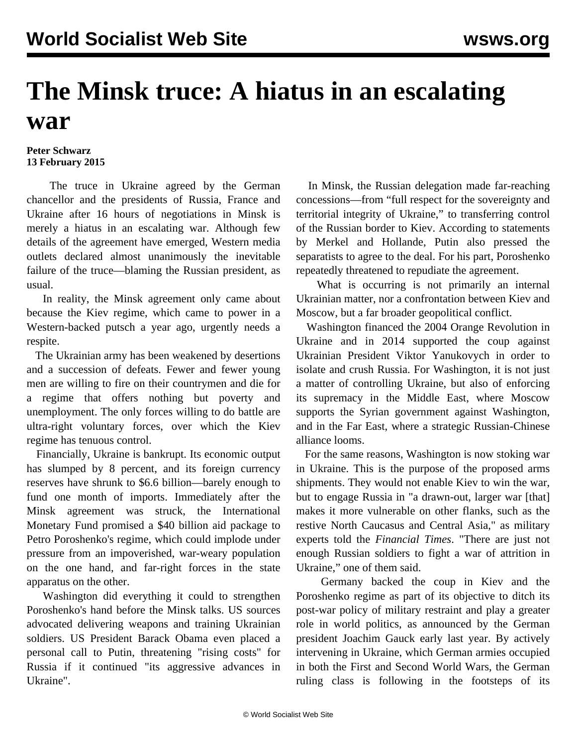# The Minsk truce: A hiatus in an escalating war

**Peter Schwarz**
**13 February 2015**

The truce in Ukraine agreed by the German chancellor and the presidents of Russia, France and Ukraine after 16 hours of negotiations in Minsk is merely a hiatus in an escalating war. Although few details of the agreement have emerged, Western media outlets declared almost unanimously the inevitable failure of the truce—blaming the Russian president, as usual.

In reality, the Minsk agreement only came about because the Kiev regime, which came to power in a Western-backed putsch a year ago, urgently needs a respite.

The Ukrainian army has been weakened by desertions and a succession of defeats. Fewer and fewer young men are willing to fire on their countrymen and die for a regime that offers nothing but poverty and unemployment. The only forces willing to do battle are ultra-right voluntary forces, over which the Kiev regime has tenuous control.

Financially, Ukraine is bankrupt. Its economic output has slumped by 8 percent, and its foreign currency reserves have shrunk to $6.6 billion—barely enough to fund one month of imports. Immediately after the Minsk agreement was struck, the International Monetary Fund promised a $40 billion aid package to Petro Poroshenko's regime, which could implode under pressure from an impoverished, war-weary population on the one hand, and far-right forces in the state apparatus on the other.

Washington did everything it could to strengthen Poroshenko's hand before the Minsk talks. US sources advocated delivering weapons and training Ukrainian soldiers. US President Barack Obama even placed a personal call to Putin, threatening "rising costs" for Russia if it continued "its aggressive advances in Ukraine".

In Minsk, the Russian delegation made far-reaching concessions—from "full respect for the sovereignty and territorial integrity of Ukraine," to transferring control of the Russian border to Kiev. According to statements by Merkel and Hollande, Putin also pressed the separatists to agree to the deal. For his part, Poroshenko repeatedly threatened to repudiate the agreement.

What is occurring is not primarily an internal Ukrainian matter, nor a confrontation between Kiev and Moscow, but a far broader geopolitical conflict.

Washington financed the 2004 Orange Revolution in Ukraine and in 2014 supported the coup against Ukrainian President Viktor Yanukovych in order to isolate and crush Russia. For Washington, it is not just a matter of controlling Ukraine, but also of enforcing its supremacy in the Middle East, where Moscow supports the Syrian government against Washington, and in the Far East, where a strategic Russian-Chinese alliance looms.

For the same reasons, Washington is now stoking war in Ukraine. This is the purpose of the proposed arms shipments. They would not enable Kiev to win the war, but to engage Russia in "a drawn-out, larger war [that] makes it more vulnerable on other flanks, such as the restive North Caucasus and Central Asia," as military experts told the *Financial Times*. "There are just not enough Russian soldiers to fight a war of attrition in Ukraine," one of them said.

Germany backed the coup in Kiev and the Poroshenko regime as part of its objective to ditch its post-war policy of military restraint and play a greater role in world politics, as announced by the German president Joachim Gauck early last year. By actively intervening in Ukraine, which German armies occupied in both the First and Second World Wars, the German ruling class is following in the footsteps of its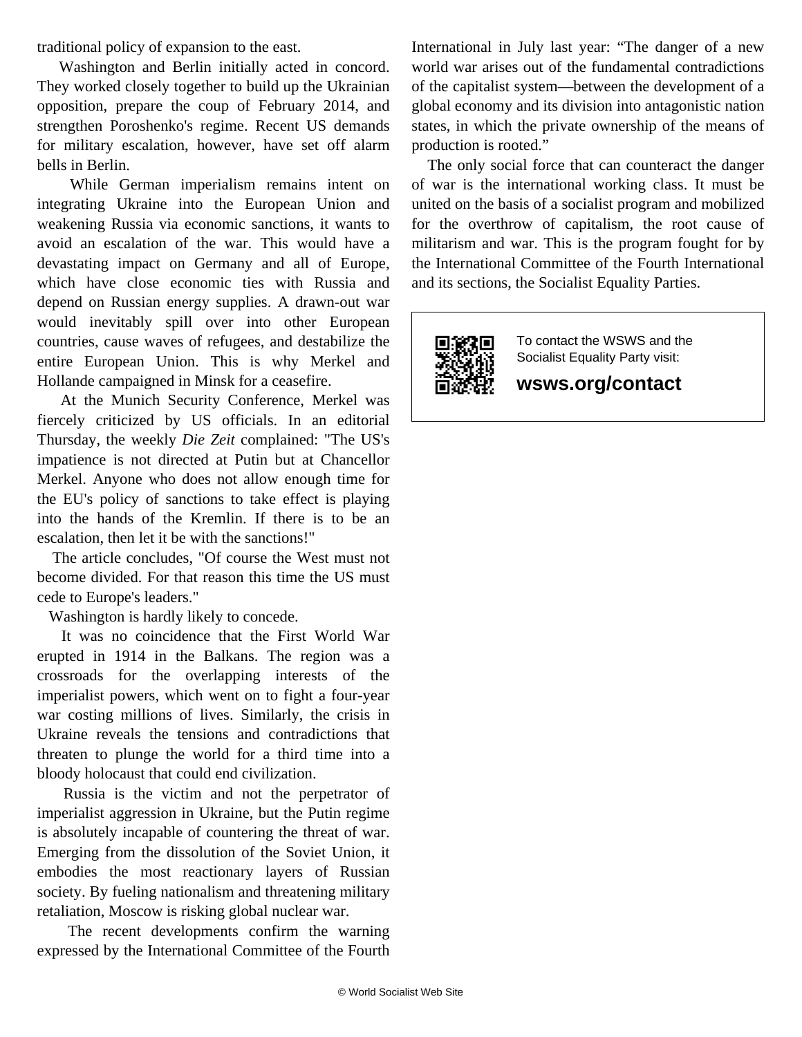traditional policy of expansion to the east.

Washington and Berlin initially acted in concord. They worked closely together to build up the Ukrainian opposition, prepare the coup of February 2014, and strengthen Poroshenko's regime. Recent US demands for military escalation, however, have set off alarm bells in Berlin.

While German imperialism remains intent on integrating Ukraine into the European Union and weakening Russia via economic sanctions, it wants to avoid an escalation of the war. This would have a devastating impact on Germany and all of Europe, which have close economic ties with Russia and depend on Russian energy supplies. A drawn-out war would inevitably spill over into other European countries, cause waves of refugees, and destabilize the entire European Union. This is why Merkel and Hollande campaigned in Minsk for a ceasefire.

At the Munich Security Conference, Merkel was fiercely criticized by US officials. In an editorial Thursday, the weekly *Die Zeit* complained: "The US's impatience is not directed at Putin but at Chancellor Merkel. Anyone who does not allow enough time for the EU's policy of sanctions to take effect is playing into the hands of the Kremlin. If there is to be an escalation, then let it be with the sanctions!"

The article concludes, "Of course the West must not become divided. For that reason this time the US must cede to Europe's leaders."

Washington is hardly likely to concede.

It was no coincidence that the First World War erupted in 1914 in the Balkans. The region was a crossroads for the overlapping interests of the imperialist powers, which went on to fight a four-year war costing millions of lives. Similarly, the crisis in Ukraine reveals the tensions and contradictions that threaten to plunge the world for a third time into a bloody holocaust that could end civilization.

Russia is the victim and not the perpetrator of imperialist aggression in Ukraine, but the Putin regime is absolutely incapable of countering the threat of war. Emerging from the dissolution of the Soviet Union, it embodies the most reactionary layers of Russian society. By fueling nationalism and threatening military retaliation, Moscow is risking global nuclear war.

The recent developments confirm the warning expressed by the International Committee of the Fourth International in July last year: "The danger of a new world war arises out of the fundamental contradictions of the capitalist system—between the development of a global economy and its division into antagonistic nation states, in which the private ownership of the means of production is rooted."

The only social force that can counteract the danger of war is the international working class. It must be united on the basis of a socialist program and mobilized for the overthrow of capitalism, the root cause of militarism and war. This is the program fought for by the International Committee of the Fourth International and its sections, the Socialist Equality Parties.

To contact the WSWS and the Socialist Equality Party visit:

**wsws.org/contact**